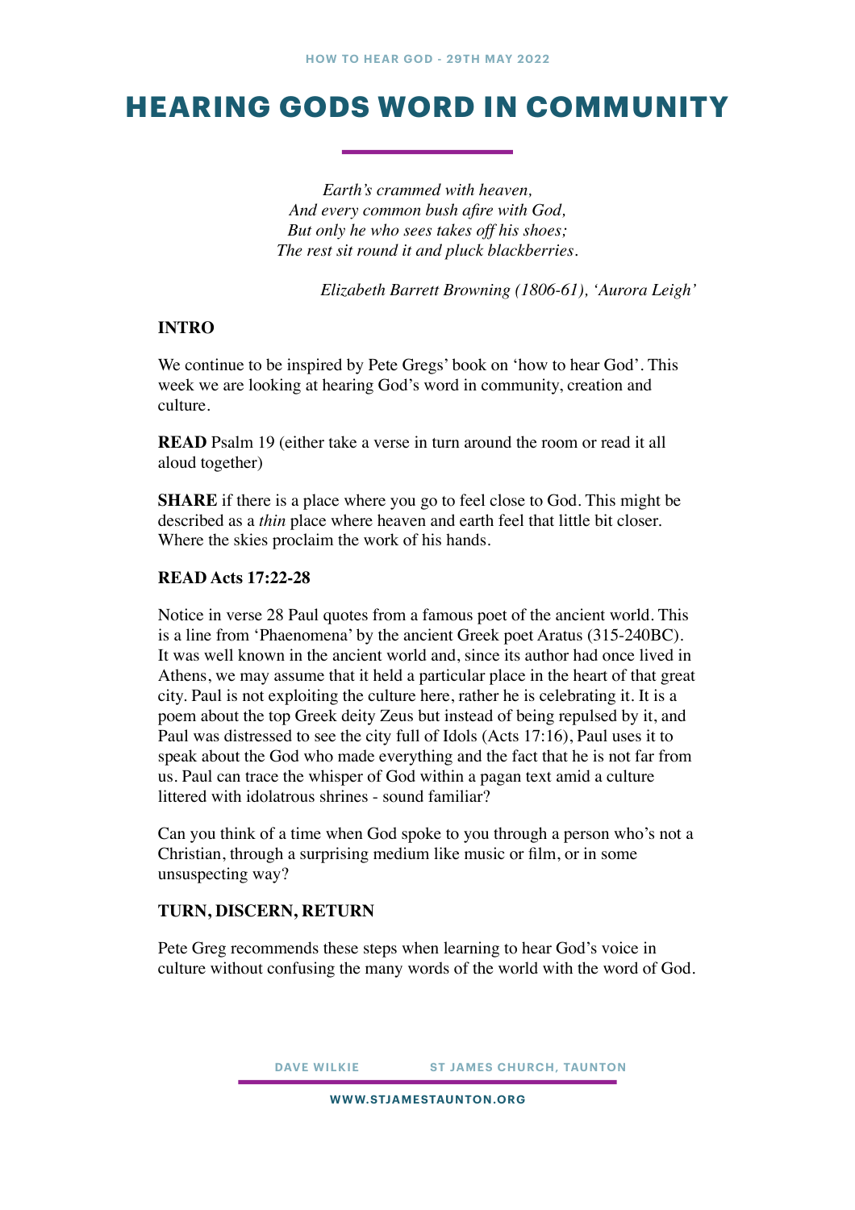HOW TO HEAR GOD - 29TH MAY 2022

# HEARING GODS WORD IN COMMUNITY

*Earth's crammed with heaven,*
*And every common bush afire with God,*
*But only he who sees takes off his shoes;*
*The rest sit round it and pluck blackberries.*

*Elizabeth Barrett Browning (1806-61), 'Aurora Leigh'*

**INTRO**

We continue to be inspired by Pete Gregs' book on 'how to hear God'. This week we are looking at hearing God's word in community, creation and culture.

**READ** Psalm 19 (either take a verse in turn around the room or read it all aloud together)

**SHARE** if there is a place where you go to feel close to God. This might be described as a *thin* place where heaven and earth feel that little bit closer. Where the skies proclaim the work of his hands.

**READ Acts 17:22-28**

Notice in verse 28 Paul quotes from a famous poet of the ancient world. This is a line from 'Phaenomena' by the ancient Greek poet Aratus (315-240BC). It was well known in the ancient world and, since its author had once lived in Athens, we may assume that it held a particular place in the heart of that great city. Paul is not exploiting the culture here, rather he is celebrating it. It is a poem about the top Greek deity Zeus but instead of being repulsed by it, and Paul was distressed to see the city full of Idols (Acts 17:16), Paul uses it to speak about the God who made everything and the fact that he is not far from us. Paul can trace the whisper of God within a pagan text amid a culture littered with idolatrous shrines - sound familiar?

Can you think of a time when God spoke to you through a person who's not a Christian, through a surprising medium like music or film, or in some unsuspecting way?

**TURN, DISCERN, RETURN**

Pete Greg recommends these steps when learning to hear God's voice in culture without confusing the many words of the world with the word of God.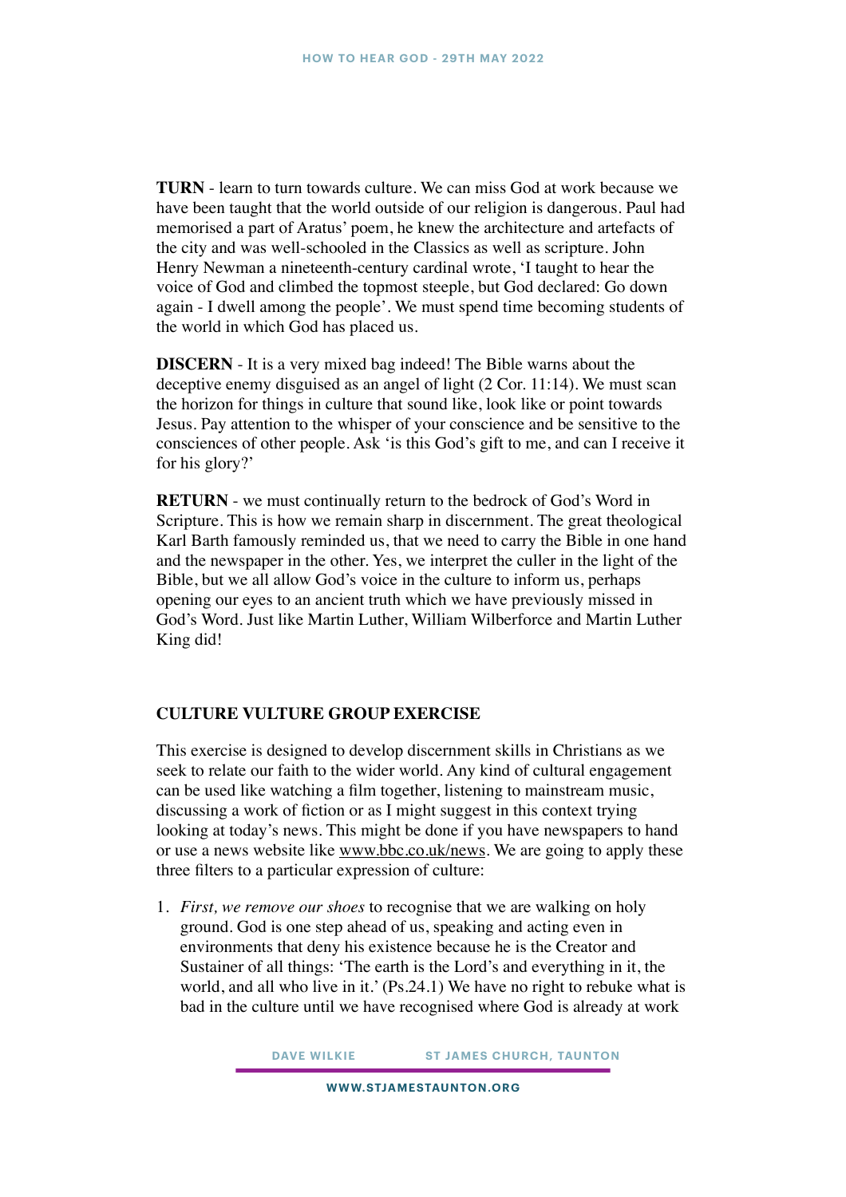**TURN** - learn to turn towards culture. We can miss God at work because we have been taught that the world outside of our religion is dangerous. Paul had memorised a part of Aratus' poem, he knew the architecture and artefacts of the city and was well-schooled in the Classics as well as scripture. John Henry Newman a nineteenth-century cardinal wrote, 'I taught to hear the voice of God and climbed the topmost steeple, but God declared: Go down again - I dwell among the people'. We must spend time becoming students of the world in which God has placed us.

**DISCERN** - It is a very mixed bag indeed! The Bible warns about the deceptive enemy disguised as an angel of light (2 Cor. 11:14). We must scan the horizon for things in culture that sound like, look like or point towards Jesus. Pay attention to the whisper of your conscience and be sensitive to the consciences of other people. Ask 'is this God's gift to me, and can I receive it for his glory?'

**RETURN** - we must continually return to the bedrock of God's Word in Scripture. This is how we remain sharp in discernment. The great theological Karl Barth famously reminded us, that we need to carry the Bible in one hand and the newspaper in the other. Yes, we interpret the culler in the light of the Bible, but we all allow God's voice in the culture to inform us, perhaps opening our eyes to an ancient truth which we have previously missed in God's Word. Just like Martin Luther, William Wilberforce and Martin Luther King did!

**CULTURE VULTURE GROUP EXERCISE**

This exercise is designed to develop discernment skills in Christians as we seek to relate our faith to the wider world. Any kind of cultural engagement can be used like watching a film together, listening to mainstream music, discussing a work of fiction or as I might suggest in this context trying looking at today's news. This might be done if you have newspapers to hand or use a news website like www.bbc.co.uk/news. We are going to apply these three filters to a particular expression of culture:

1. *First, we remove our shoes* to recognise that we are walking on holy ground. God is one step ahead of us, speaking and acting even in environments that deny his existence because he is the Creator and Sustainer of all things: 'The earth is the Lord's and everything in it, the world, and all who live in it.' (Ps.24.1) We have no right to rebuke what is bad in the culture until we have recognised where God is already at work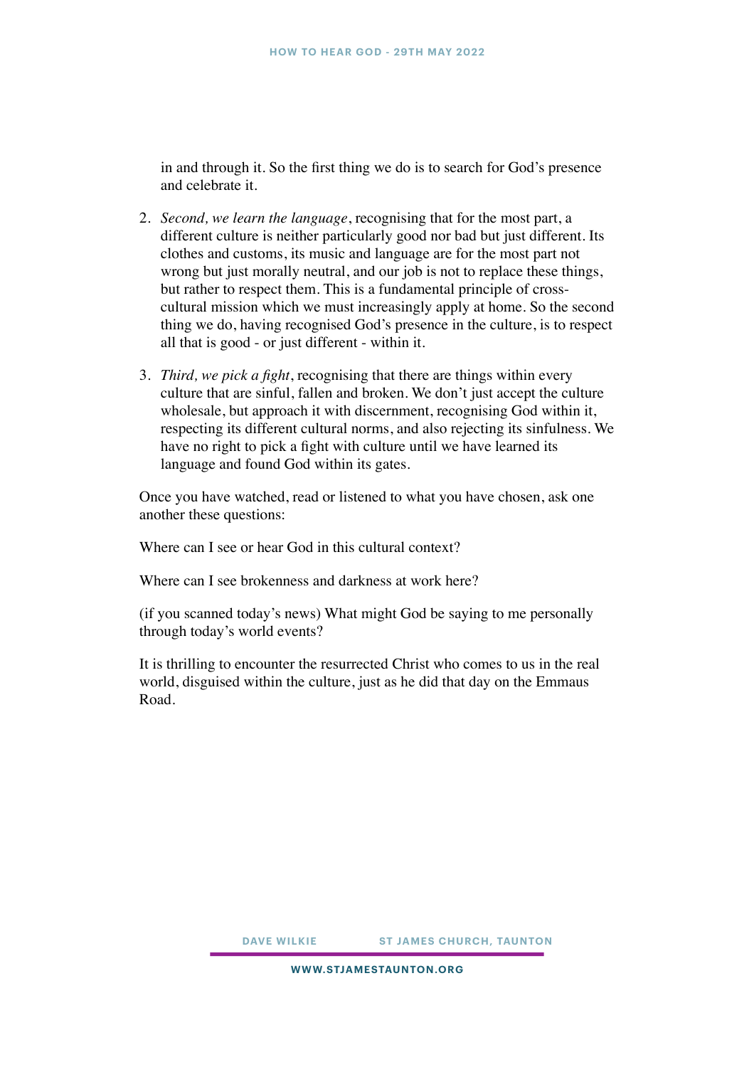in and through it. So the first thing we do is to search for God's presence and celebrate it.

2. *Second, we learn the language*, recognising that for the most part, a different culture is neither particularly good nor bad but just different. Its clothes and customs, its music and language are for the most part not wrong but just morally neutral, and our job is not to replace these things, but rather to respect them. This is a fundamental principle of cross-cultural mission which we must increasingly apply at home. So the second thing we do, having recognised God's presence in the culture, is to respect all that is good - or just different - within it.

3. *Third, we pick a fight*, recognising that there are things within every culture that are sinful, fallen and broken. We don't just accept the culture wholesale, but approach it with discernment, recognising God within it, respecting its different cultural norms, and also rejecting its sinfulness. We have no right to pick a fight with culture until we have learned its language and found God within its gates.

Once you have watched, read or listened to what you have chosen, ask one another these questions:

Where can I see or hear God in this cultural context?

Where can I see brokenness and darkness at work here?

(if you scanned today's news) What might God be saying to me personally through today's world events?

It is thrilling to encounter the resurrected Christ who comes to us in the real world, disguised within the culture, just as he did that day on the Emmaus Road.